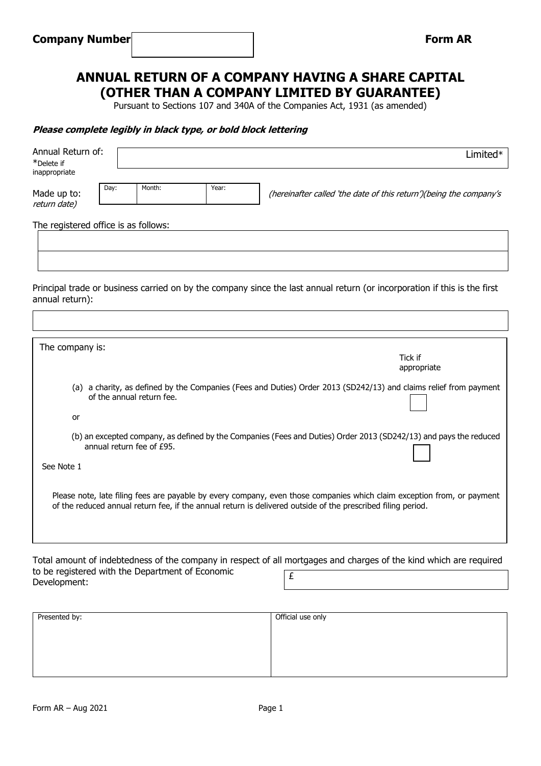**Company Number** | | **Form AR**

# ANNUAL RETURN OF A COMPANY HAVING A SHARE CAPITAL (OTHER THAN A COMPANY LIMITED BY GUARANTEE)

Pursuant to Sections 107 and 340A of the Companies Act, 1931 (as amended)

***Please complete legibly in black type, or bold block lettering***

Annual Return of: ______________________ Limited*

*Delete if inappropriate

Made up to:

| Day: | Month: | Year: |
|---|---|---|
| | | |

*(hereinafter called 'the date of this return')(being the company's return date)*

The registered office is as follows:

| |
|---|
| |
| |

Principal trade or business carried on by the company since the last annual return (or incorporation if this is the first annual return):

| |
|---|
| |

The company is:

Tick if appropriate

(a) a charity, as defined by the Companies (Fees and Duties) Order 2013 (SD242/13) and claims relief from payment of the annual return fee. ☐

or

(b) an excepted company, as defined by the Companies (Fees and Duties) Order 2013 (SD242/13) and pays the reduced annual return fee of £95. ☐

See Note 1

Please note, late filing fees are payable by every company, even those companies which claim exception from, or payment of the reduced annual return fee, if the annual return is delivered outside of the prescribed filing period.

Total amount of indebtedness of the company in respect of all mortgages and charges of the kind which are required to be registered with the Department of Economic Development: £

| Presented by: | Official use only |
|---|---|
| | |

Form AR – Aug 2021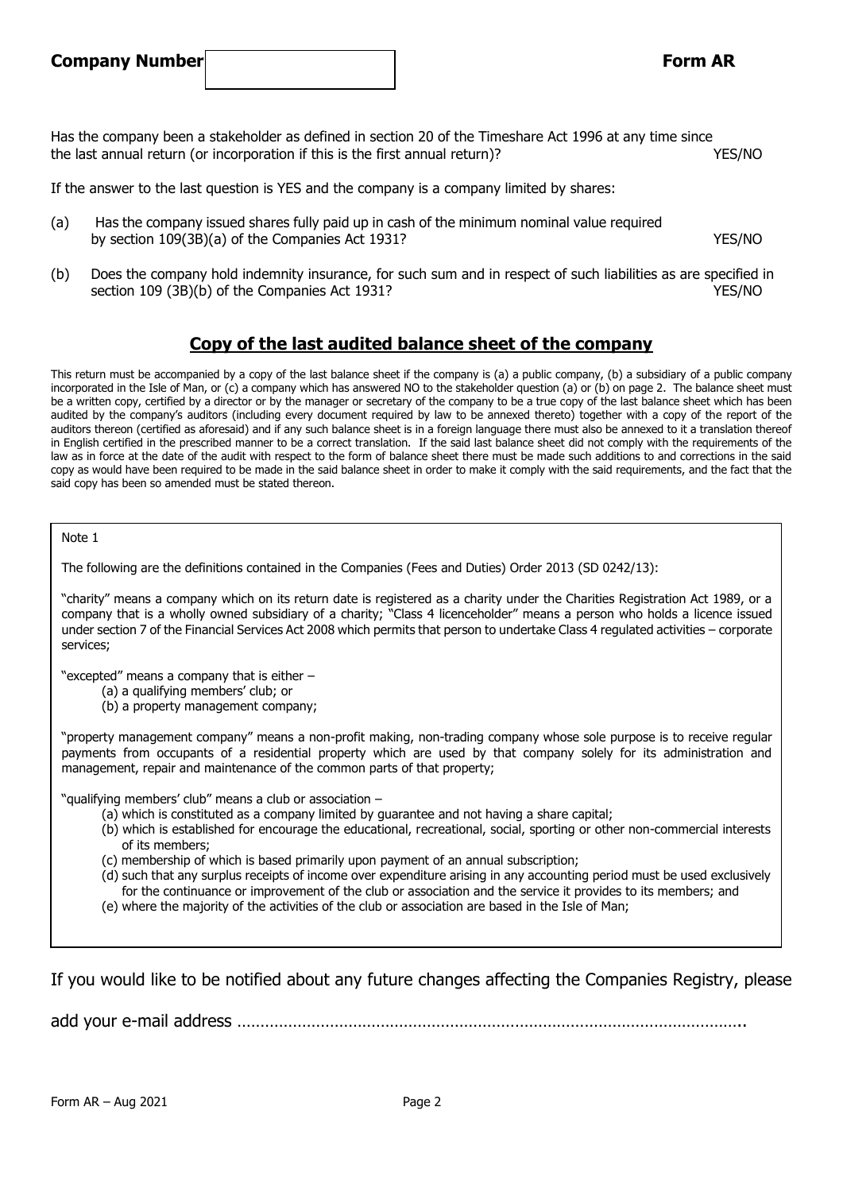**Company Number** | | **Form AR**

Has the company been a stakeholder as defined in section 20 of the Timeshare Act 1996 at any time since the last annual return (or incorporation if this is the first annual return)? YES/NO

If the answer to the last question is YES and the company is a company limited by shares:

(a) Has the company issued shares fully paid up in cash of the minimum nominal value required by section 109(3B)(a) of the Companies Act 1931? YES/NO

(b) Does the company hold indemnity insurance, for such sum and in respect of such liabilities as are specified in section 109 (3B)(b) of the Companies Act 1931? YES/NO

## Copy of the last audited balance sheet of the company

This return must be accompanied by a copy of the last balance sheet if the company is (a) a public company, (b) a subsidiary of a public company incorporated in the Isle of Man, or (c) a company which has answered NO to the stakeholder question (a) or (b) on page 2. The balance sheet must be a written copy, certified by a director or by the manager or secretary of the company to be a true copy of the last balance sheet which has been audited by the company's auditors (including every document required by law to be annexed thereto) together with a copy of the report of the auditors thereon (certified as aforesaid) and if any such balance sheet is in a foreign language there must also be annexed to it a translation thereof in English certified in the prescribed manner to be a correct translation. If the said last balance sheet did not comply with the requirements of the law as in force at the date of the audit with respect to the form of balance sheet there must be made such additions to and corrections in the said copy as would have been required to be made in the said balance sheet in order to make it comply with the said requirements, and the fact that the said copy has been so amended must be stated thereon.

Note 1

The following are the definitions contained in the Companies (Fees and Duties) Order 2013 (SD 0242/13):

"charity" means a company which on its return date is registered as a charity under the Charities Registration Act 1989, or a company that is a wholly owned subsidiary of a charity; "Class 4 licenceholder" means a person who holds a licence issued under section 7 of the Financial Services Act 2008 which permits that person to undertake Class 4 regulated activities – corporate services;

"excepted" means a company that is either –

(a) a qualifying members' club; or

(b) a property management company;

"property management company" means a non-profit making, non-trading company whose sole purpose is to receive regular payments from occupants of a residential property which are used by that company solely for its administration and management, repair and maintenance of the common parts of that property;

"qualifying members' club" means a club or association –

(a) which is constituted as a company limited by guarantee and not having a share capital;

(b) which is established for encourage the educational, recreational, social, sporting or other non-commercial interests of its members;

(c) membership of which is based primarily upon payment of an annual subscription;

(d) such that any surplus receipts of income over expenditure arising in any accounting period must be used exclusively for the continuance or improvement of the club or association and the service it provides to its members; and

(e) where the majority of the activities of the club or association are based in the Isle of Man;

If you would like to be notified about any future changes affecting the Companies Registry, please add your e-mail address ……………………………………………………………………………………………..

Form AR – Aug 2021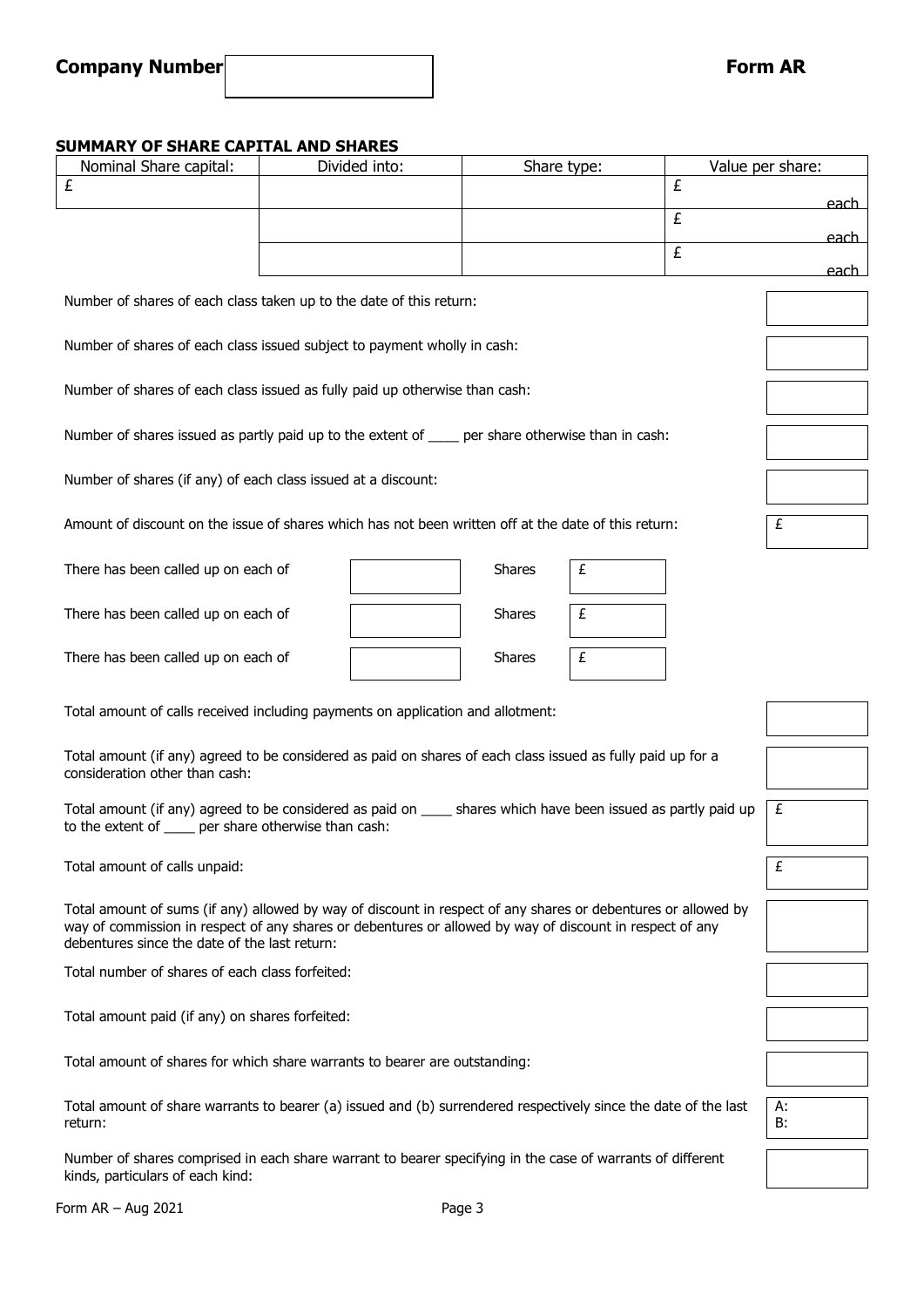**Company Number** | | **Form AR**

### SUMMARY OF SHARE CAPITAL AND SHARES

| Nominal Share capital: | Divided into: | Share type: | Value per share: |
|---|---|---|---|
| £ | | | £ each |
| | | | £ each |
| | | | £ each |

Number of shares of each class taken up to the date of this return:

Number of shares of each class issued subject to payment wholly in cash:

Number of shares of each class issued as fully paid up otherwise than cash:

Number of shares issued as partly paid up to the extent of ____ per share otherwise than in cash:

Number of shares (if any) of each class issued at a discount:

Amount of discount on the issue of shares which has not been written off at the date of this return: £

There has been called up on each of ____ Shares £

There has been called up on each of ____ Shares £

There has been called up on each of ____ Shares £

Total amount of calls received including payments on application and allotment:

Total amount (if any) agreed to be considered as paid on shares of each class issued as fully paid up for a consideration other than cash:

Total amount (if any) agreed to be considered as paid on ____ shares which have been issued as partly paid up to the extent of ____ per share otherwise than cash: £

Total amount of calls unpaid: £

Total amount of sums (if any) allowed by way of discount in respect of any shares or debentures or allowed by way of commission in respect of any shares or debentures or allowed by way of discount in respect of any debentures since the date of the last return:

Total number of shares of each class forfeited:

Total amount paid (if any) on shares forfeited:

Total amount of shares for which share warrants to bearer are outstanding:

Total amount of share warrants to bearer (a) issued and (b) surrendered respectively since the date of the last return:

A:
B:

Number of shares comprised in each share warrant to bearer specifying in the case of warrants of different kinds, particulars of each kind:

Form AR – Aug 2021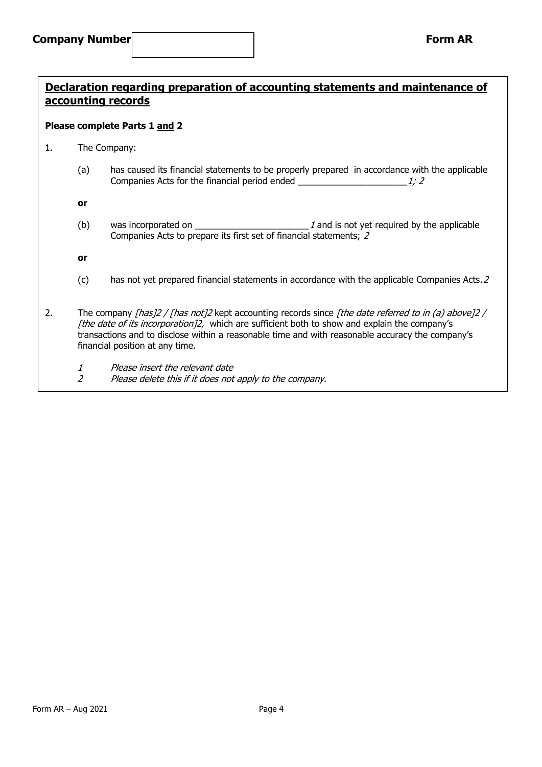**Company Number** | | **Form AR**

## Declaration regarding preparation of accounting statements and maintenance of accounting records

**Please complete Parts 1 and 2**

1. The Company:

   (a) has caused its financial statements to be properly prepared in accordance with the applicable Companies Acts for the financial period ended ______________________ *1; 2*

   **or**

   (b) was incorporated on _______________________ *1* and is not yet required by the applicable Companies Acts to prepare its first set of financial statements; *2*

   **or**

   (c) has not yet prepared financial statements in accordance with the applicable Companies Acts. *2*

2. The company *[has]2 / [has not]2* kept accounting records since *[the date referred to in (a) above]2 / [the date of its incorporation]2,* which are sufficient both to show and explain the company's transactions and to disclose within a reasonable time and with reasonable accuracy the company's financial position at any time.

   *1 Please insert the relevant date*

   *2 Please delete this if it does not apply to the company.*

Form AR – Aug 2021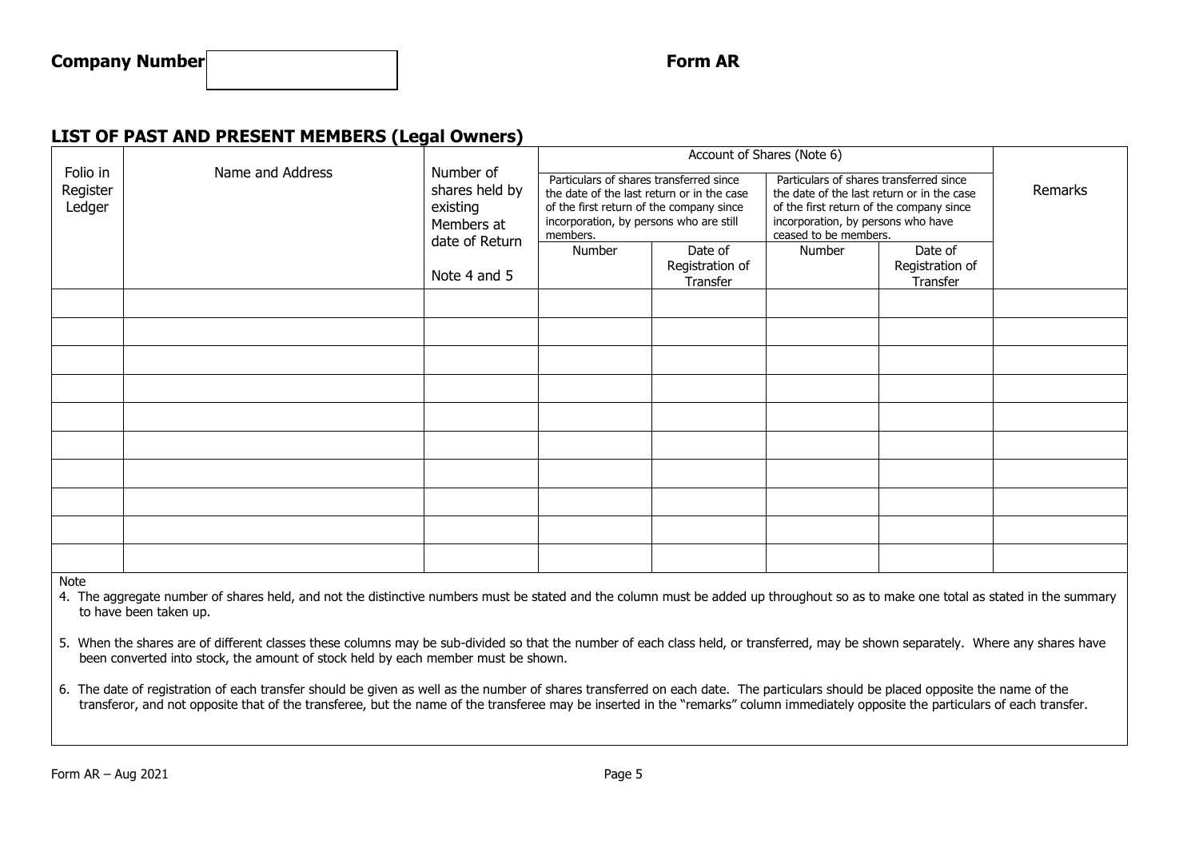**Company Number** | |

**Form AR**

## LIST OF PAST AND PRESENT MEMBERS (Legal Owners)

| Folio in Register Ledger | Name and Address | Number of shares held by existing Members at date of Return<br><br>Note 4 and 5 | Account of Shares (Note 6) | | | | Remarks |
|---|---|---|---|---|---|---|---|
| | | | Particulars of shares transferred since the date of the last return or in the case of the first return of the company since incorporation, by persons who are still members. | | Particulars of shares transferred since the date of the last return or in the case of the first return of the company since incorporation, by persons who have ceased to be members. | | |
| | | | Number | Date of Registration of Transfer | Number | Date of Registration of Transfer | |
| | | | | | | | |
| | | | | | | | |
| | | | | | | | |
| | | | | | | | |
| | | | | | | | |
| | | | | | | | |
| | | | | | | | |
| | | | | | | | |
| | | | | | | | |
| | | | | | | | |

Note

4. The aggregate number of shares held, and not the distinctive numbers must be stated and the column must be added up throughout so as to make one total as stated in the summary to have been taken up.

5. When the shares are of different classes these columns may be sub-divided so that the number of each class held, or transferred, may be shown separately. Where any shares have been converted into stock, the amount of stock held by each member must be shown.

6. The date of registration of each transfer should be given as well as the number of shares transferred on each date. The particulars should be placed opposite the name of the transferor, and not opposite that of the transferee, but the name of the transferee may be inserted in the "remarks" column immediately opposite the particulars of each transfer.

Form AR – Aug 2021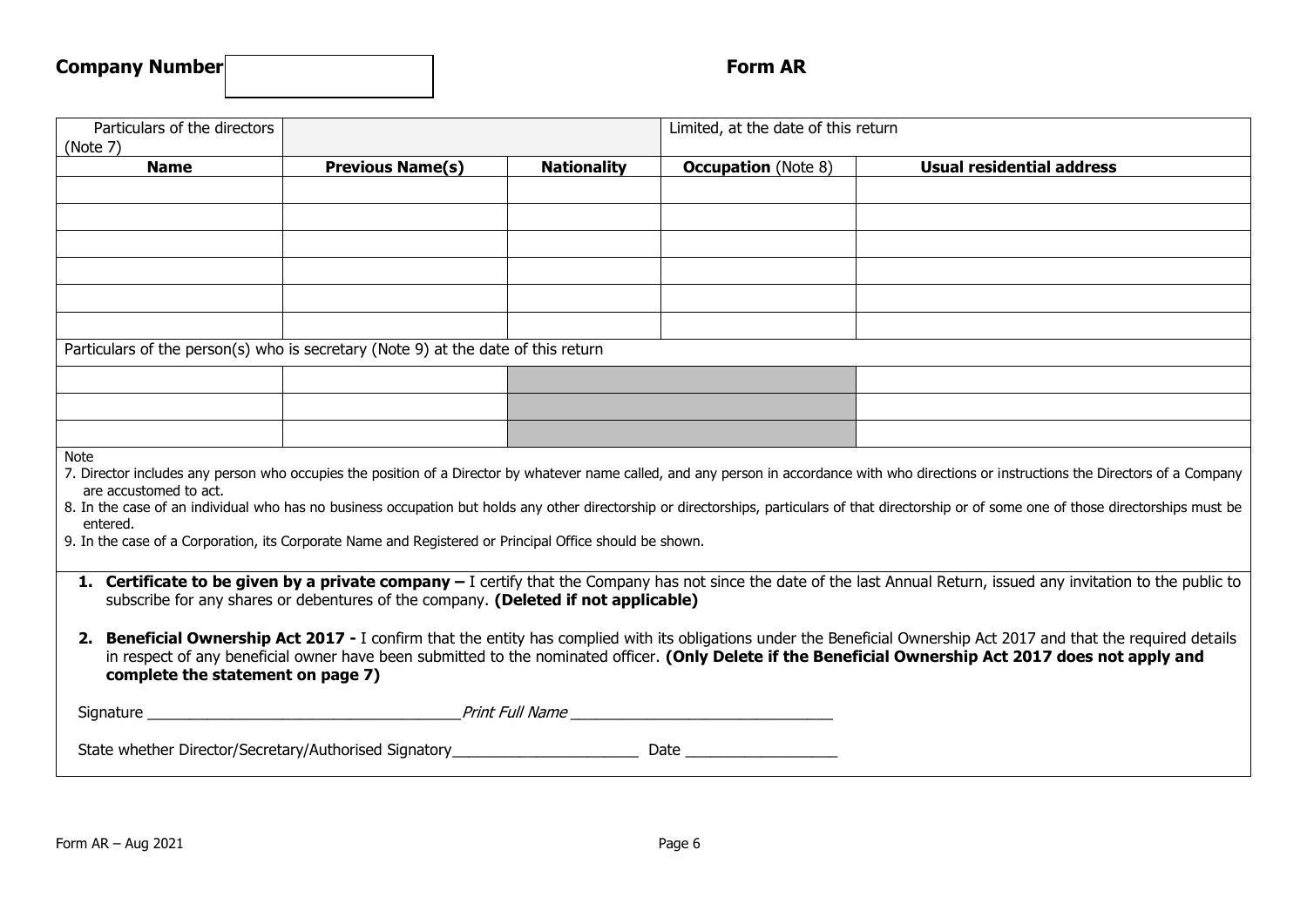**Company Number** ____________

**Form AR**

| Particulars of the directors (Note 7) | | | Limited, at the date of this return | |
|---|---|---|---|---|
| **Name** | **Previous Name(s)** | **Nationality** | **Occupation** (Note 8) | **Usual residential address** |
| | | | | |
| | | | | |
| | | | | |
| | | | | |
| | | | | |
| | | | | |
| Particulars of the person(s) who is secretary (Note 9) at the date of this return | | | | |
| | | | | |
| | | | | |
| | | | | |

Note

7. Director includes any person who occupies the position of a Director by whatever name called, and any person in accordance with who directions or instructions the Directors of a Company are accustomed to act.
8. In the case of an individual who has no business occupation but holds any other directorship or directorships, particulars of that directorship or of some one of those directorships must be entered.
9. In the case of a Corporation, its Corporate Name and Registered or Principal Office should be shown.

1. **Certificate to be given by a private company –** I certify that the Company has not since the date of the last Annual Return, issued any invitation to the public to subscribe for any shares or debentures of the company. **(Deleted if not applicable)**

2. **Beneficial Ownership Act 2017 -** I confirm that the entity has complied with its obligations under the Beneficial Ownership Act 2017 and that the required details in respect of any beneficial owner have been submitted to the nominated officer. **(Only Delete if the Beneficial Ownership Act 2017 does not apply and complete the statement on page 7)**

Signature ____________________________________ *Print Full Name* ______________________________

State whether Director/Secretary/Authorised Signatory______________________ Date __________________

Form AR – Aug 2021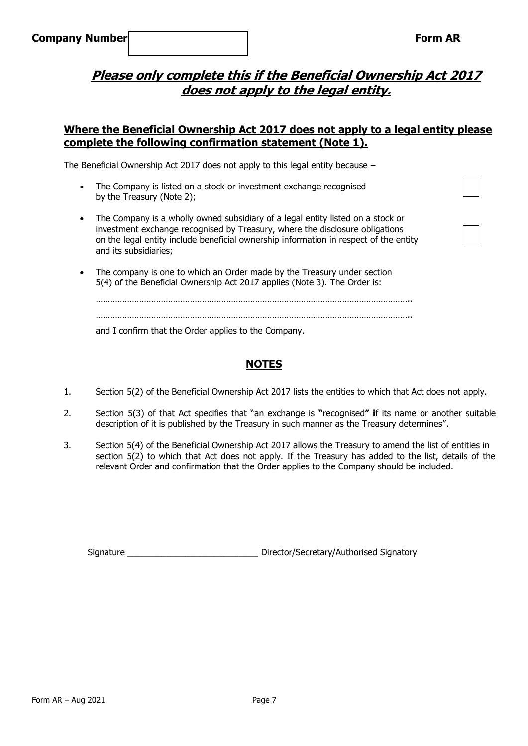**Company Number** &nbsp;&nbsp;&nbsp;&nbsp;&nbsp;&nbsp;&nbsp;&nbsp;&nbsp;&nbsp;&nbsp;&nbsp;&nbsp;&nbsp;&nbsp;&nbsp;&nbsp;&nbsp;&nbsp;&nbsp; **Form AR**

## ***Please only complete this if the Beneficial Ownership Act 2017 does not apply to the legal entity.***

### Where the Beneficial Ownership Act 2017 does not apply to a legal entity please complete the following confirmation statement (Note 1).

The Beneficial Ownership Act 2017 does not apply to this legal entity because –

- The Company is listed on a stock or investment exchange recognised by the Treasury (Note 2); ☐
- The Company is a wholly owned subsidiary of a legal entity listed on a stock or investment exchange recognised by Treasury, where the disclosure obligations on the legal entity include beneficial ownership information in respect of the entity and its subsidiaries; ☐
- The company is one to which an Order made by the Treasury under section 5(4) of the Beneficial Ownership Act 2017 applies (Note 3). The Order is:

  ……………………………………………………………………………………………………………..

  ……………………………………………………………………………………………………………..

  and I confirm that the Order applies to the Company.

## NOTES

1. Section 5(2) of the Beneficial Ownership Act 2017 lists the entities to which that Act does not apply.
2. Section 5(3) of that Act specifies that "an exchange is **"**recognised**" i**f its name or another suitable description of it is published by the Treasury in such manner as the Treasury determines".
3. Section 5(4) of the Beneficial Ownership Act 2017 allows the Treasury to amend the list of entities in section 5(2) to which that Act does not apply. If the Treasury has added to the list, details of the relevant Order and confirmation that the Order applies to the Company should be included.

Signature ___________________________ Director/Secretary/Authorised Signatory

Form AR – Aug 2021